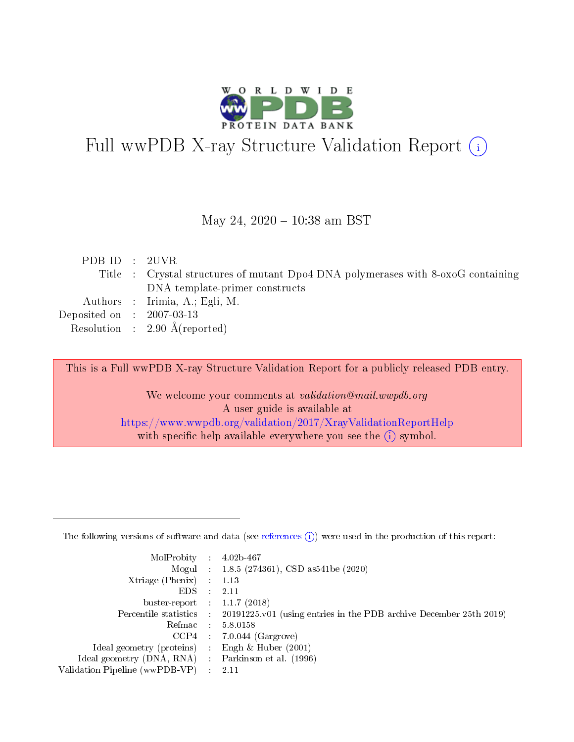# Full wwPDB X-ray Structure Validation Report (i)

May 24, 2020 – 10:38 am BST

| | | |
|---|---|---|
| PDB ID | : | 2UVR |
| Title | : | Crystal structures of mutant Dpo4 DNA polymerases with 8-oxoG containing DNA template-primer constructs |
| Authors | : | Irimia, A.; Egli, M. |
| Deposited on | : | 2007-03-13 |
| Resolution | : | 2.90 Å(reported) |

This is a Full wwPDB X-ray Structure Validation Report for a publicly released PDB entry.

We welcome your comments at *validation@mail.wwpdb.org*
A user guide is available at
https://www.wwpdb.org/validation/2017/XrayValidationReportHelp
with specific help available everywhere you see the (i) symbol.

---

The following versions of software and data (see references (i)) were used in the production of this report:

| | | |
|---|---|---|
| MolProbity | : | 4.02b-467 |
| Mogul | : | 1.8.5 (274361), CSD as541be (2020) |
| Xtriage (Phenix) | : | 1.13 |
| EDS | : | 2.11 |
| buster-report | : | 1.1.7 (2018) |
| Percentile statistics | : | 20191225.v01 (using entries in the PDB archive December 25th 2019) |
| Refmac | : | 5.8.0158 |
| CCP4 | : | 7.0.044 (Gargrove) |
| Ideal geometry (proteins) | : | Engh & Huber (2001) |
| Ideal geometry (DNA, RNA) | : | Parkinson et al. (1996) |
| Validation Pipeline (wwPDB-VP) | : | 2.11 |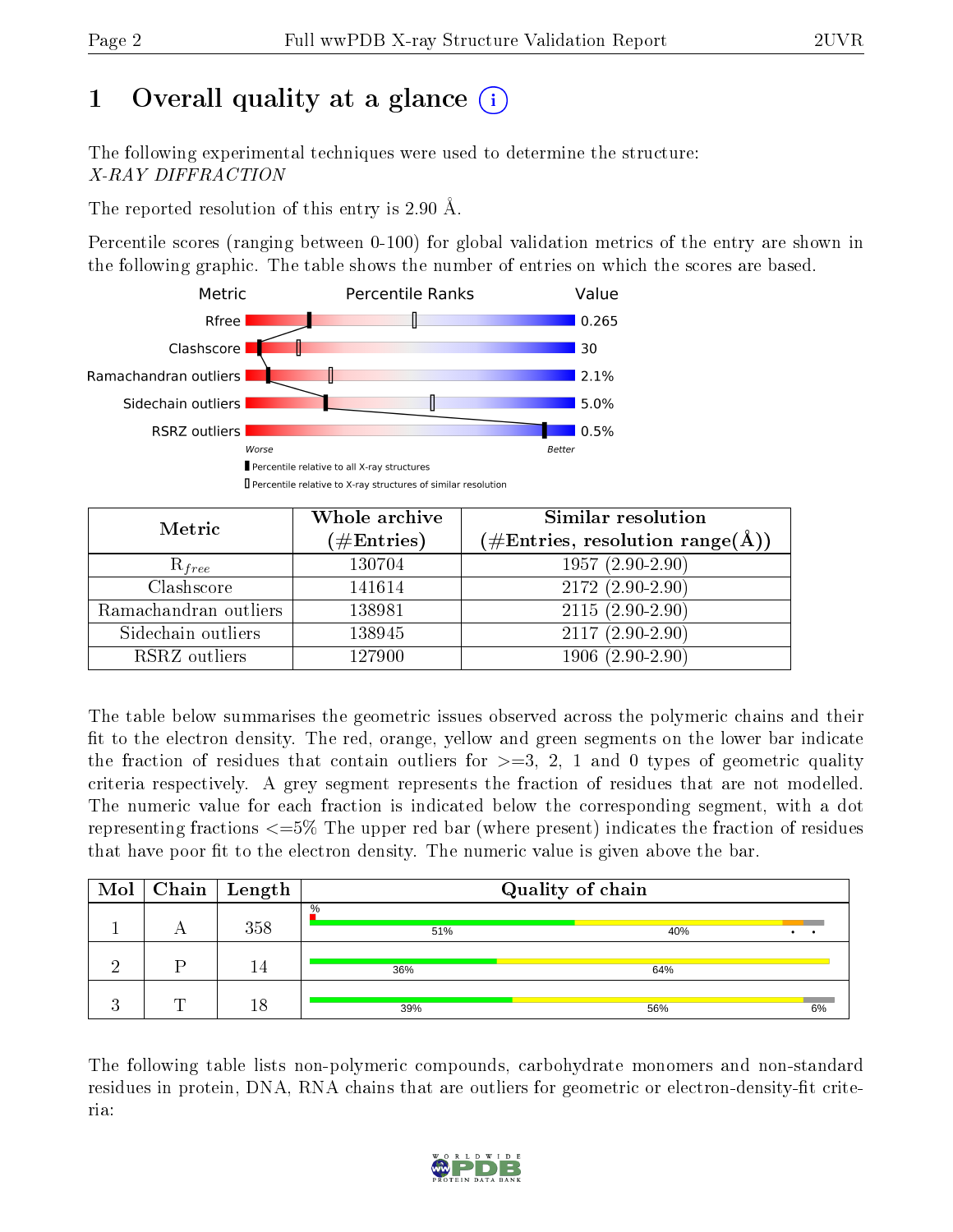# 1 Overall quality at a glance (i)

The following experimental techniques were used to determine the structure:
*X-RAY DIFFRACTION*

The reported resolution of this entry is 2.90 Å.

Percentile scores (ranging between 0-100) for global validation metrics of the entry are shown in the following graphic. The table shows the number of entries on which the scores are based.

| Metric | Value |
|---|---|
| Rfree | 0.265 |
| Clashscore | 30 |
| Ramachandran outliers | 2.1% |
| Sidechain outliers | 5.0% |
| RSRZ outliers | 0.5% |

Worse — Better

▮ Percentile relative to all X-ray structures
▯ Percentile relative to X-ray structures of similar resolution

| Metric | Whole archive (#Entries) | Similar resolution (#Entries, resolution range(Å)) |
|---|---|---|
| $R_{free}$ | 130704 | 1957 (2.90-2.90) |
| Clashscore | 141614 | 2172 (2.90-2.90) |
| Ramachandran outliers | 138981 | 2115 (2.90-2.90) |
| Sidechain outliers | 138945 | 2117 (2.90-2.90) |
| RSRZ outliers | 127900 | 1906 (2.90-2.90) |

The table below summarises the geometric issues observed across the polymeric chains and their fit to the electron density. The red, orange, yellow and green segments on the lower bar indicate the fraction of residues that contain outliers for >=3, 2, 1 and 0 types of geometric quality criteria respectively. A grey segment represents the fraction of residues that are not modelled. The numeric value for each fraction is indicated below the corresponding segment, with a dot representing fractions <=5% The upper red bar (where present) indicates the fraction of residues that have poor fit to the electron density. The numeric value is given above the bar.

| Mol | Chain | Length | Quality of chain |
|---|---|---|---|
| 1 | A | 358 | % · 51% · 40% · • • |
| 2 | P | 14 | 36% · 64% |
| 3 | T | 18 | 39% · 56% · 6% |

The following table lists non-polymeric compounds, carbohydrate monomers and non-standard residues in protein, DNA, RNA chains that are outliers for geometric or electron-density-fit criteria: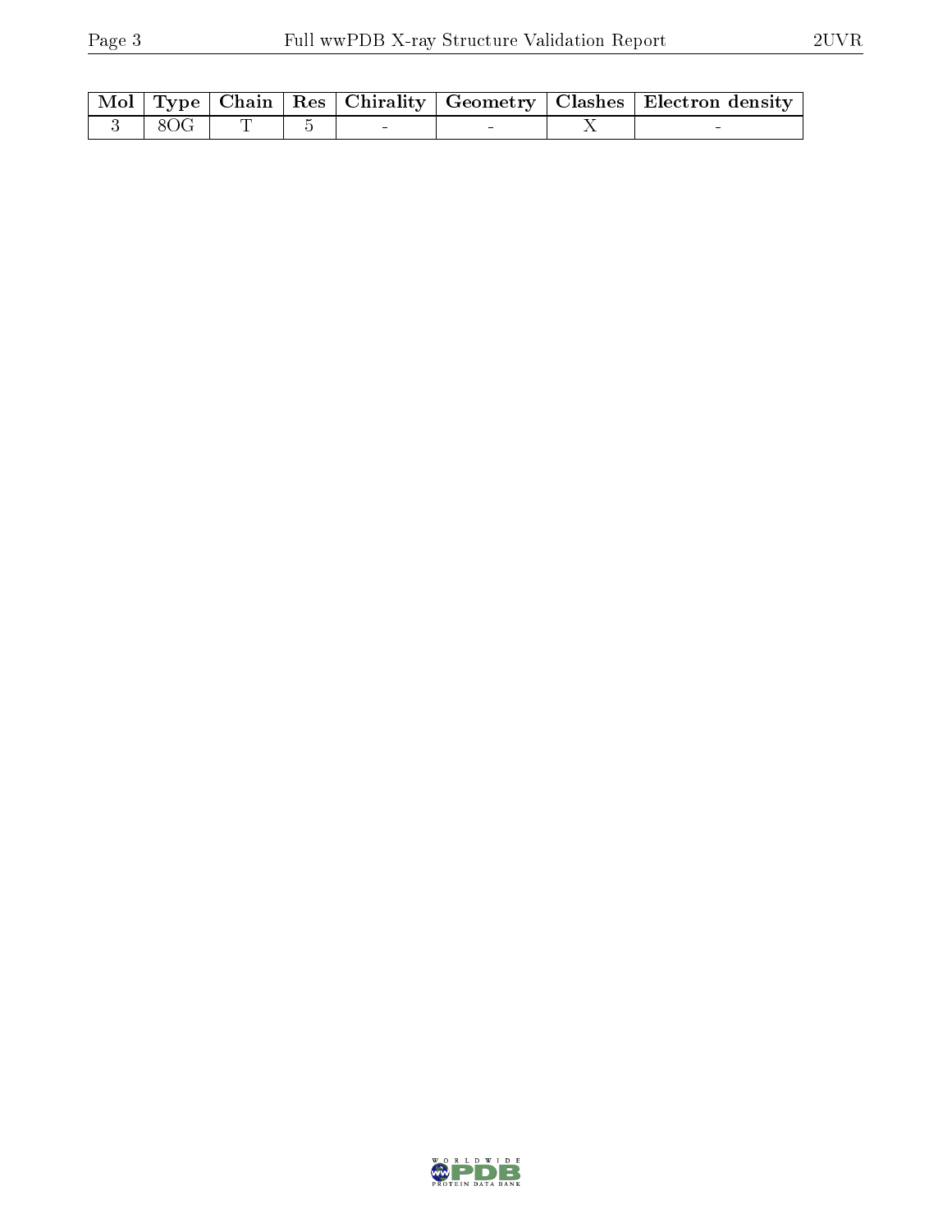| Mol | Type | Chain | Res | Chirality | Geometry | Clashes | Electron density |
|---|---|---|---|---|---|---|---|
| 3 | 8OG | T | 5 | - | - | X | - |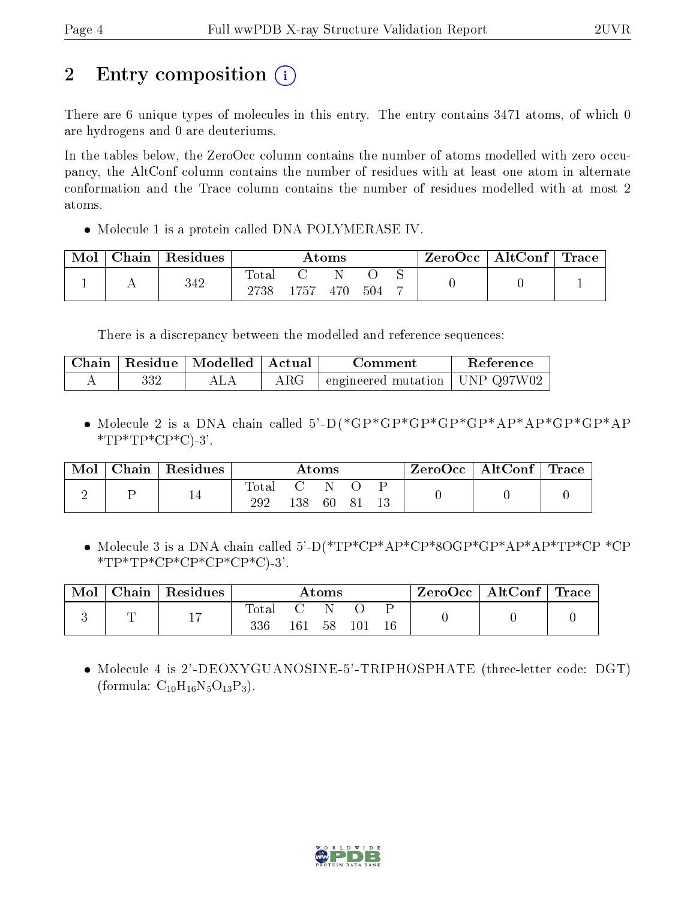# 2 Entry composition (i)

There are 6 unique types of molecules in this entry. The entry contains 3471 atoms, of which 0 are hydrogens and 0 are deuteriums.

In the tables below, the ZeroOcc column contains the number of atoms modelled with zero occupancy, the AltConf column contains the number of residues with at least one atom in alternate conformation and the Trace column contains the number of residues modelled with at most 2 atoms.

- Molecule 1 is a protein called DNA POLYMERASE IV.

| Mol | Chain | Residues | Atoms | | | | | ZeroOcc | AltConf | Trace |
|---|---|---|---|---|---|---|---|---|---|---|
| 1 | A | 342 | Total<br>2738 | C<br>1757 | N<br>470 | O<br>504 | S<br>7 | 0 | 0 | 1 |

There is a discrepancy between the modelled and reference sequences:

| Chain | Residue | Modelled | Actual | Comment | Reference |
|---|---|---|---|---|---|
| A | 332 | ALA | ARG | engineered mutation | UNP Q97W02 |

- Molecule 2 is a DNA chain called 5'-D(*GP*GP*GP*GP*GP*AP*AP*GP*GP*AP *TP*TP*CP*C)-3'.

| Mol | Chain | Residues | Atoms | | | | | ZeroOcc | AltConf | Trace |
|---|---|---|---|---|---|---|---|---|---|---|
| 2 | P | 14 | Total<br>292 | C<br>138 | N<br>60 | O<br>81 | P<br>13 | 0 | 0 | 0 |

- Molecule 3 is a DNA chain called 5'-D(*TP*CP*AP*CP*8OGP*GP*AP*AP*TP*CP *CP *TP*TP*CP*CP*CP*CP*C)-3'.

| Mol | Chain | Residues | Atoms | | | | | ZeroOcc | AltConf | Trace |
|---|---|---|---|---|---|---|---|---|---|---|
| 3 | T | 17 | Total<br>336 | C<br>161 | N<br>58 | O<br>101 | P<br>16 | 0 | 0 | 0 |

- Molecule 4 is 2'-DEOXYGUANOSINE-5'-TRIPHOSPHATE (three-letter code: DGT) (formula: $C_{10}H_{16}N_5O_{13}P_3$).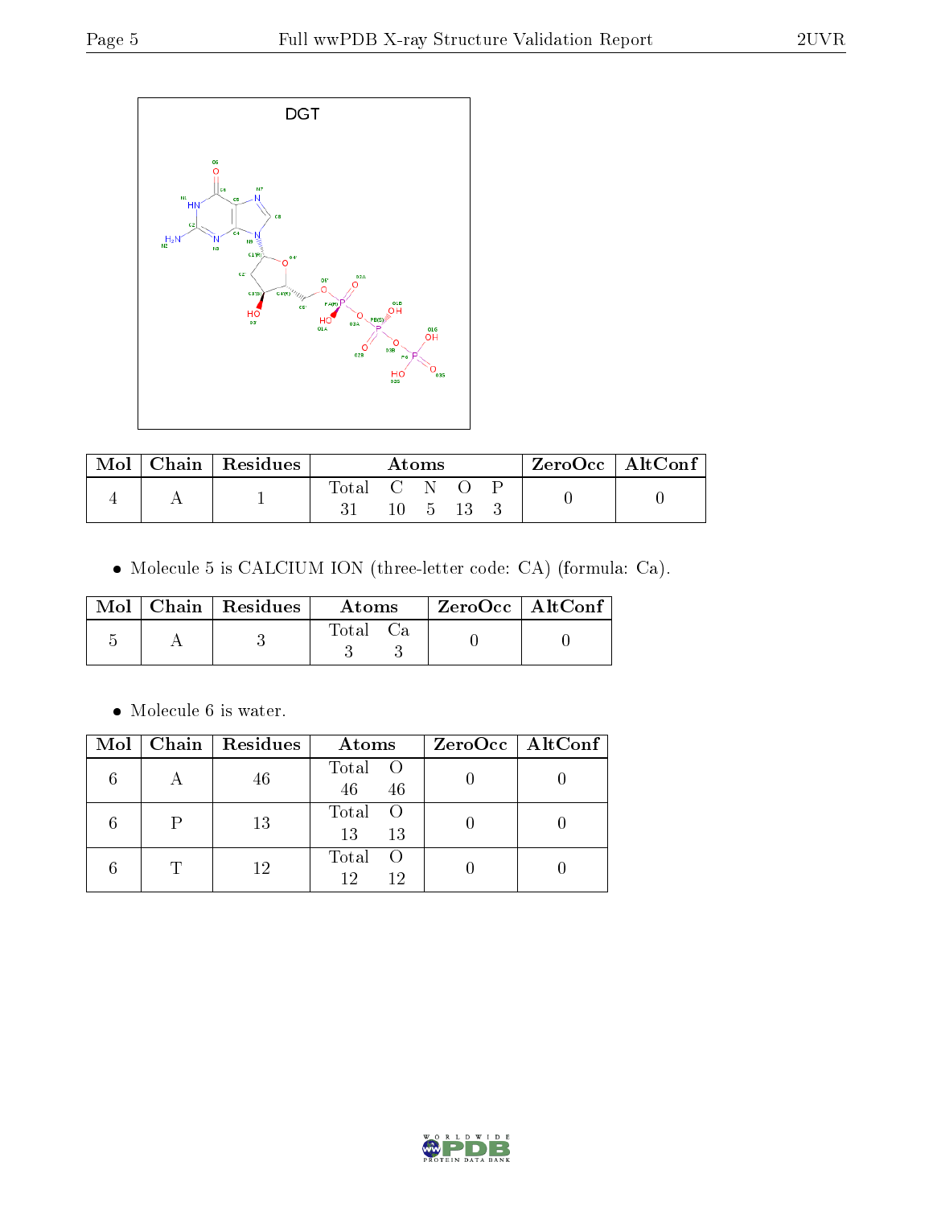| Mol | Chain | Residues | Atoms | | | | | ZeroOcc | AltConf |
|---|---|---|---|---|---|---|---|---|---|
| | | | Total | C | N | O | P | | |
| 4 | A | 1 | 31 | 10 | 5 | 13 | 3 | 0 | 0 |

- Molecule 5 is CALCIUM ION (three-letter code: CA) (formula: Ca).

| Mol | Chain | Residues | Atoms | | ZeroOcc | AltConf |
|---|---|---|---|---|---|---|
| | | | Total | Ca | | |
| 5 | A | 3 | 3 | 3 | 0 | 0 |

- Molecule 6 is water.

| Mol | Chain | Residues | Atoms | | ZeroOcc | AltConf |
|---|---|---|---|---|---|---|
| | | | Total | O | | |
| 6 | A | 46 | 46 | 46 | 0 | 0 |
| 6 | P | 13 | 13 | 13 | 0 | 0 |
| 6 | T | 12 | 12 | 12 | 0 | 0 |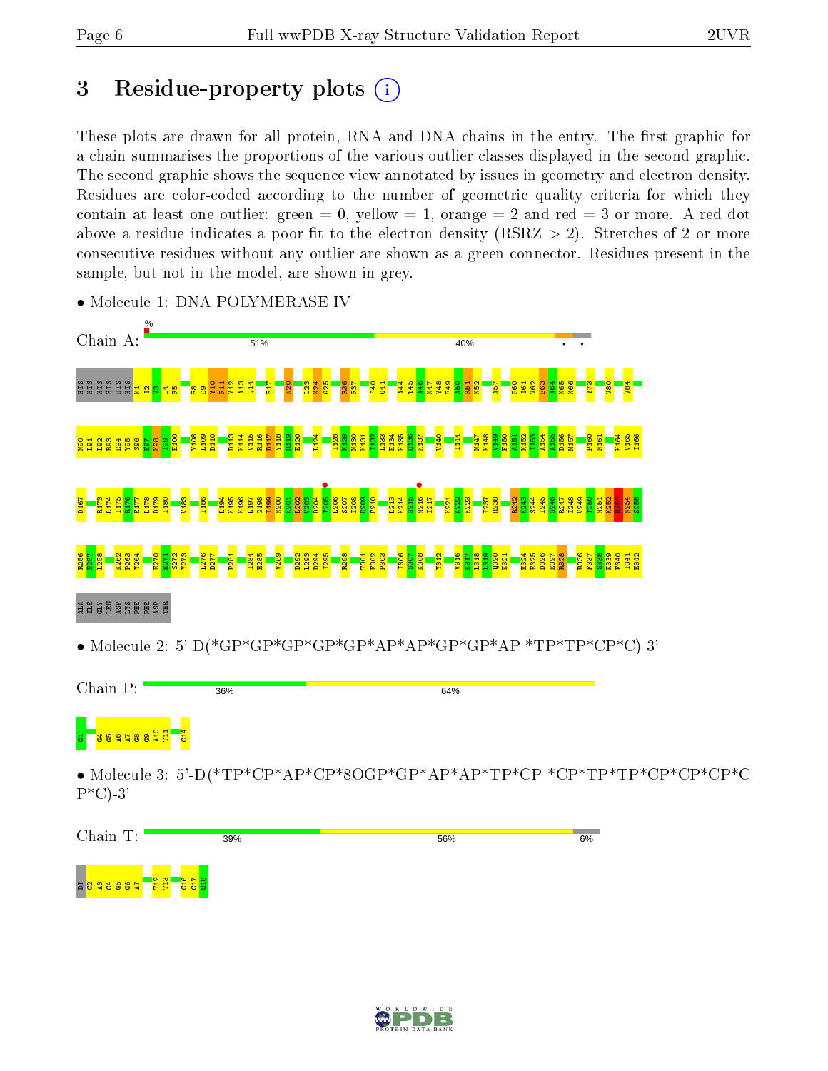# 3 Residue-property plots

These plots are drawn for all protein, RNA and DNA chains in the entry. The first graphic for a chain summarises the proportions of the various outlier classes displayed in the second graphic. The second graphic shows the sequence view annotated by issues in geometry and electron density. Residues are color-coded according to the number of geometric quality criteria for which they contain at least one outlier: green = 0, yellow = 1, orange = 2 and red = 3 or more. A red dot above a residue indicates a poor fit to the electron density (RSRZ > 2). Stretches of 2 or more consecutive residues without any outlier are shown as a green connector. Residues present in the sample, but not in the model, are shown in grey.

- Molecule 1: DNA POLYMERASE IV

Chain A: % | 51% | 40%

HIS HIS HIS HIS HIS HIS M1 I2 V3 L4 F5 F8 D9 Y10 F11 Y12 A13 Q14 E17 N20 L23 K24 G25 R36 F37 S40 G41 A44 T45 A46 M47 Y48 E49 A50 R51 K52 A57 P60 I61 V62 E63 A64 K65 K66 Y73 V80 V84 N90 L91 L92 R93 E94 Y95 S96 E97 K98 I99 E100 Y108 L109 D110 D113 K114 V115 R116 D117 Y118 R119 E120 L124 I128 K129 N130 K131 I132 L133 E134 K135 R136 K137 V140 I144 N147 K148 V149 F150 A151 K152 I153 A154 A155 D156 M157 P160 N161 K164 V165 I166 D167 R173 L174 I175 R176 E177 L178 D179 I180 V183 I186 L194 K195 K196 L197 G198 I199 N200 K201 L202 V203 D204 T205 L206 S207 I208 E209 F210 L213 K214 G215 M216 I217 K221 A222 K223 I237 R238 R242 K243 S244 I245 G246 R247 I248 V249 T250 M251 K252 R253 N254 S255 R256 V257 L258 K262 P263 Y264 E270 E271 S272 Y273 L276 D277 P281 I284 R285 V289 D292 L293 D294 I295 R298 T301 F302 P303 I306 S307 K308 Y312 V316 K317 L318 I319 Q320 K321 E324 E325 D326 E327 R328 R336 F337 S338 K339 F340 I341 E342 ALA ILE GLY LEU ASP LYS PHE PHE ASP THR

- Molecule 2: 5'-D(*GP*GP*GP*GP*GP*AP*AP*GP*GP*AP *TP*TP*CP*C)-3'

Chain P: 36% | 64%

G1 G4 G5 A6 A7 G8 G9 A10 T11 C14

- Molecule 3: 5'-D(*TP*CP*AP*CP*8OGP*GP*AP*AP*TP*CP *CP*TP*TP*CP*CP*CP*CP*C P*C)-3'

Chain T: 39% | 56% | 6%

DT C2 A3 C4 G5 G6 A7 T12 T13 C16 C17 C18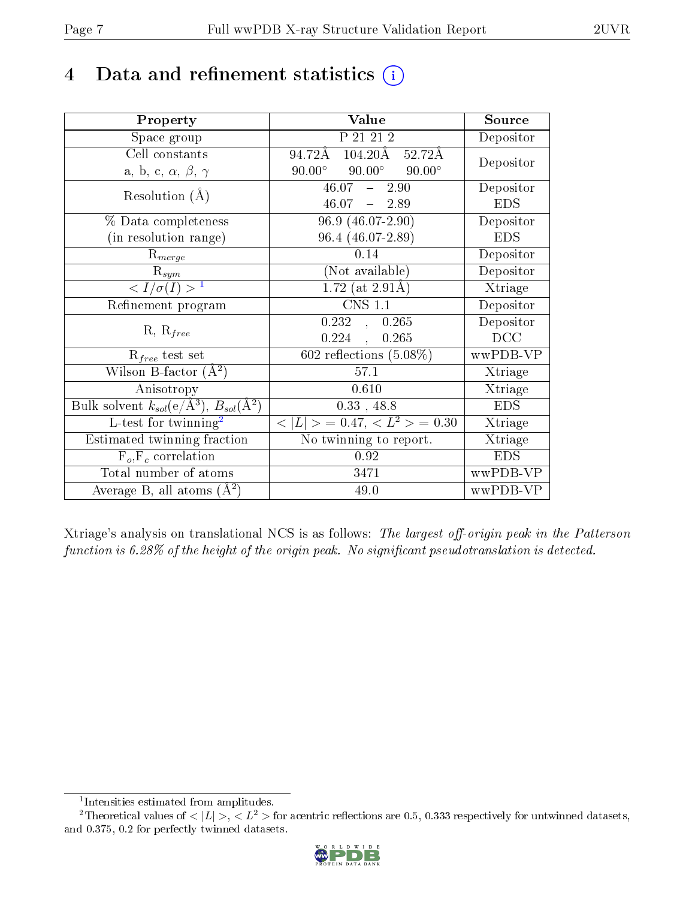# 4 Data and refinement statistics (i)

| Property | Value | Source |
|---|---|---|
| Space group | P 21 21 2 | Depositor |
| Cell constants<br>a, b, c, $\alpha$, $\beta$, $\gamma$ | 94.72Å 104.20Å 52.72Å<br>90.00° 90.00° 90.00° | Depositor |
| Resolution (Å) | 46.07 – 2.90<br>46.07 – 2.89 | Depositor<br>EDS |
| % Data completeness<br>(in resolution range) | 96.9 (46.07-2.90)<br>96.4 (46.07-2.89) | Depositor<br>EDS |
| $R_{merge}$ | 0.14 | Depositor |
| $R_{sym}$ | (Not available) | Depositor |
| $< I/\sigma(I) >$ [1] | 1.72 (at 2.91Å) | Xtriage |
| Refinement program | CNS 1.1 | Depositor |
| R, $R_{free}$ | 0.232 , 0.265<br>0.224 , 0.265 | Depositor<br>DCC |
| $R_{free}$ test set | 602 reflections (5.08%) | wwPDB-VP |
| Wilson B-factor (Å$^2$) | 57.1 | Xtriage |
| Anisotropy | 0.610 | Xtriage |
| Bulk solvent $k_{sol}$(e/Å$^3$), $B_{sol}$(Å$^2$) | 0.33 , 48.8 | EDS |
| L-test for twinning[2] | $< \|L\| >$ = 0.47, $< L^2 >$ = 0.30 | Xtriage |
| Estimated twinning fraction | No twinning to report. | Xtriage |
| $F_o$,$F_c$ correlation | 0.92 | EDS |
| Total number of atoms | 3471 | wwPDB-VP |
| Average B, all atoms (Å$^2$) | 49.0 | wwPDB-VP |

Xtriage's analysis on translational NCS is as follows: *The largest off-origin peak in the Patterson function is 6.28% of the height of the origin peak. No significant pseudotranslation is detected.*

[1] Intensities estimated from amplitudes.

[2] Theoretical values of $< |L| >$, $< L^2 >$ for acentric reflections are 0.5, 0.333 respectively for untwinned datasets, and 0.375, 0.2 for perfectly twinned datasets.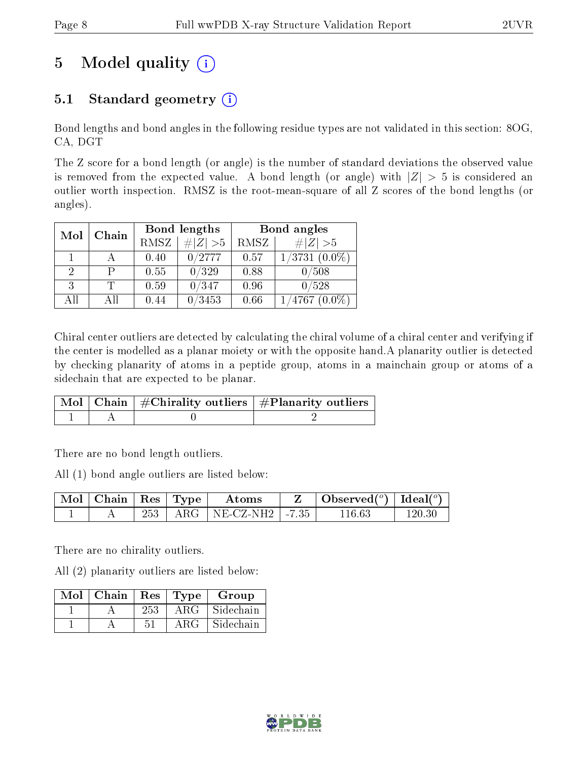# 5 Model quality

## 5.1 Standard geometry

Bond lengths and bond angles in the following residue types are not validated in this section: 8OG, CA, DGT

The Z score for a bond length (or angle) is the number of standard deviations the observed value is removed from the expected value. A bond length (or angle) with $|Z| > 5$ is considered an outlier worth inspection. RMSZ is the root-mean-square of all Z scores of the bond lengths (or angles).

| Mol | Chain | Bond lengths | | Bond angles | |
|---|---|---|---|---|---|
| | | RMSZ | $\#\|Z\| > 5$ | RMSZ | $\#\|Z\| > 5$ |
| 1 | A | 0.40 | 0/2777 | 0.57 | 1/3731 (0.0%) |
| 2 | P | 0.55 | 0/329 | 0.88 | 0/508 |
| 3 | T | 0.59 | 0/347 | 0.96 | 0/528 |
| All | All | 0.44 | 0/3453 | 0.66 | 1/4767 (0.0%) |

Chiral center outliers are detected by calculating the chiral volume of a chiral center and verifying if the center is modelled as a planar moiety or with the opposite hand.A planarity outlier is detected by checking planarity of atoms in a peptide group, atoms in a mainchain group or atoms of a sidechain that are expected to be planar.

| Mol | Chain | #Chirality outliers | #Planarity outliers |
|---|---|---|---|
| 1 | A | 0 | 2 |

There are no bond length outliers.

All (1) bond angle outliers are listed below:

| Mol | Chain | Res | Type | Atoms | Z | Observed($^o$) | Ideal($^o$) |
|---|---|---|---|---|---|---|---|
| 1 | A | 253 | ARG | NE-CZ-NH2 | -7.35 | 116.63 | 120.30 |

There are no chirality outliers.

All (2) planarity outliers are listed below:

| Mol | Chain | Res | Type | Group |
|---|---|---|---|---|
| 1 | A | 253 | ARG | Sidechain |
| 1 | A | 51 | ARG | Sidechain |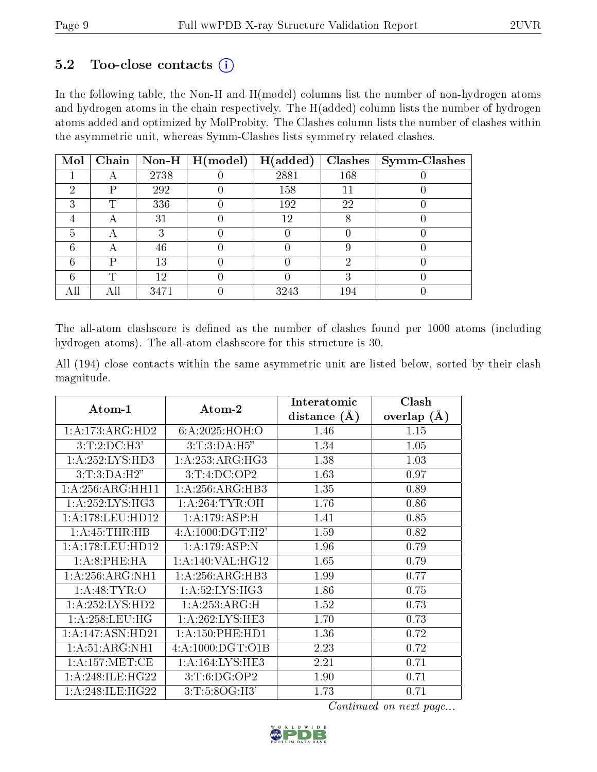## 5.2 Too-close contacts (i)

In the following table, the Non-H and H(model) columns list the number of non-hydrogen atoms and hydrogen atoms in the chain respectively. The H(added) column lists the number of hydrogen atoms added and optimized by MolProbity. The Clashes column lists the number of clashes within the asymmetric unit, whereas Symm-Clashes lists symmetry related clashes.

| Mol | Chain | Non-H | H(model) | H(added) | Clashes | Symm-Clashes |
|---|---|---|---|---|---|---|
| 1 | A | 2738 | 0 | 2881 | 168 | 0 |
| 2 | P | 292 | 0 | 158 | 11 | 0 |
| 3 | T | 336 | 0 | 192 | 22 | 0 |
| 4 | A | 31 | 0 | 12 | 8 | 0 |
| 5 | A | 3 | 0 | 0 | 0 | 0 |
| 6 | A | 46 | 0 | 0 | 9 | 0 |
| 6 | P | 13 | 0 | 0 | 2 | 0 |
| 6 | T | 12 | 0 | 0 | 3 | 0 |
| All | All | 3471 | 0 | 3243 | 194 | 0 |

The all-atom clashscore is defined as the number of clashes found per 1000 atoms (including hydrogen atoms). The all-atom clashscore for this structure is 30.

All (194) close contacts within the same asymmetric unit are listed below, sorted by their clash magnitude.

| Atom-1 | Atom-2 | Interatomic distance (Å) | Clash overlap (Å) |
|---|---|---|---|
| 1:A:173:ARG:HD2 | 6:A:2025:HOH:O | 1.46 | 1.15 |
| 3:T:2:DC:H3' | 3:T:3:DA:H5" | 1.34 | 1.05 |
| 1:A:252:LYS:HD3 | 1:A:253:ARG:HG3 | 1.38 | 1.03 |
| 3:T:3:DA:H2" | 3:T:4:DC:OP2 | 1.63 | 0.97 |
| 1:A:256:ARG:HH11 | 1:A:256:ARG:HB3 | 1.35 | 0.89 |
| 1:A:252:LYS:HG3 | 1:A:264:TYR:OH | 1.76 | 0.86 |
| 1:A:178:LEU:HD12 | 1:A:179:ASP:H | 1.41 | 0.85 |
| 1:A:45:THR:HB | 4:A:1000:DGT:H2' | 1.59 | 0.82 |
| 1:A:178:LEU:HD12 | 1:A:179:ASP:N | 1.96 | 0.79 |
| 1:A:8:PHE:HA | 1:A:140:VAL:HG12 | 1.65 | 0.79 |
| 1:A:256:ARG:NH1 | 1:A:256:ARG:HB3 | 1.99 | 0.77 |
| 1:A:48:TYR:O | 1:A:52:LYS:HG3 | 1.86 | 0.75 |
| 1:A:252:LYS:HD2 | 1:A:253:ARG:H | 1.52 | 0.73 |
| 1:A:258:LEU:HG | 1:A:262:LYS:HE3 | 1.70 | 0.73 |
| 1:A:147:ASN:HD21 | 1:A:150:PHE:HD1 | 1.36 | 0.72 |
| 1:A:51:ARG:NH1 | 4:A:1000:DGT:O1B | 2.23 | 0.72 |
| 1:A:157:MET:CE | 1:A:164:LYS:HE3 | 2.21 | 0.71 |
| 1:A:248:ILE:HG22 | 3:T:6:DG:OP2 | 1.90 | 0.71 |
| 1:A:248:ILE:HG22 | 3:T:5:8OG:H3' | 1.73 | 0.71 |

*Continued on next page...*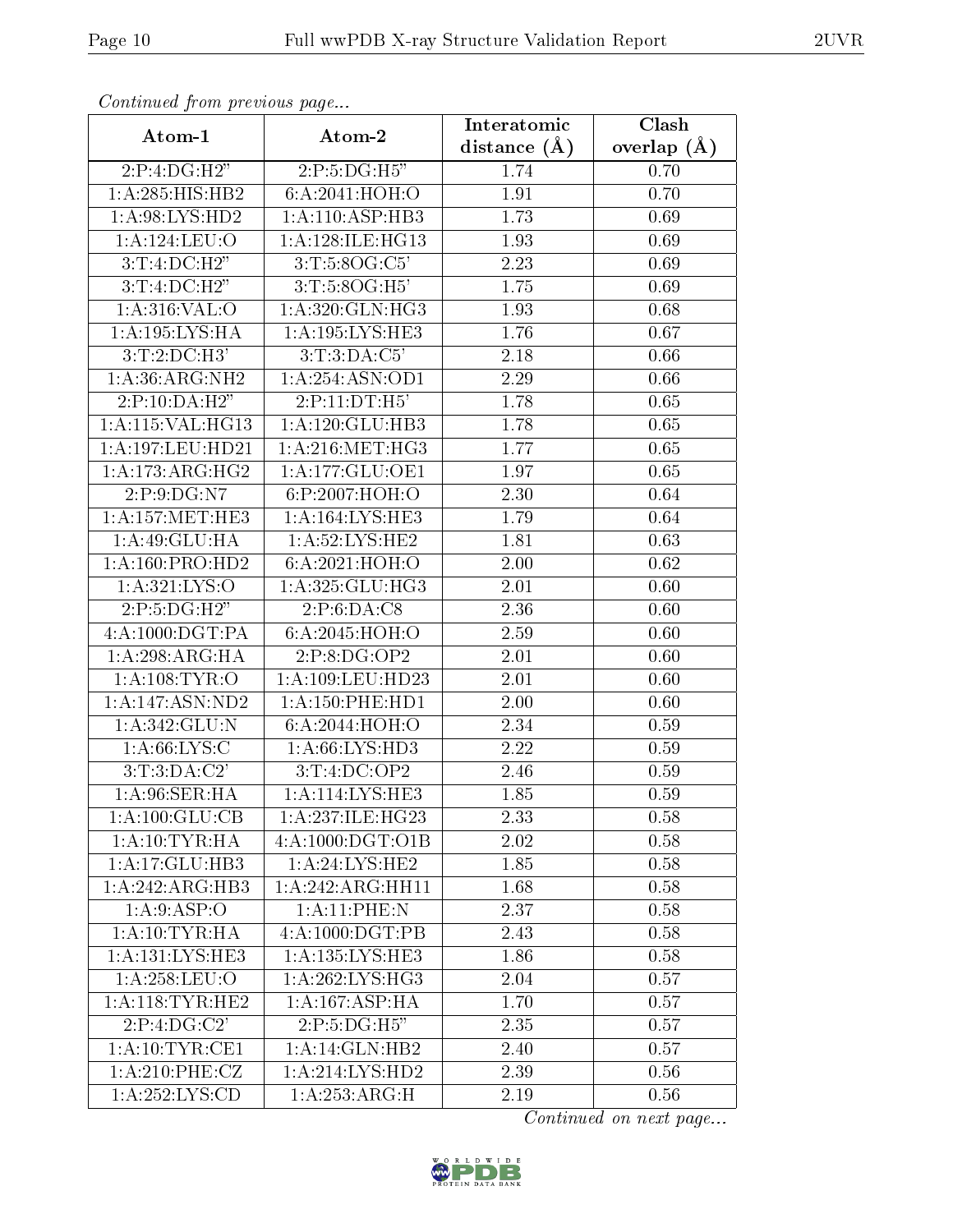*Continued from previous page...*

| Atom-1 | Atom-2 | Interatomic distance (Å) | Clash overlap (Å) |
| --- | --- | --- | --- |
| 2:P:4:DG:H2" | 2:P:5:DG:H5" | 1.74 | 0.70 |
| 1:A:285:HIS:HB2 | 6:A:2041:HOH:O | 1.91 | 0.70 |
| 1:A:98:LYS:HD2 | 1:A:110:ASP:HB3 | 1.73 | 0.69 |
| 1:A:124:LEU:O | 1:A:128:ILE:HG13 | 1.93 | 0.69 |
| 3:T:4:DC:H2" | 3:T:5:8OG:C5' | 2.23 | 0.69 |
| 3:T:4:DC:H2" | 3:T:5:8OG:H5' | 1.75 | 0.69 |
| 1:A:316:VAL:O | 1:A:320:GLN:HG3 | 1.93 | 0.68 |
| 1:A:195:LYS:HA | 1:A:195:LYS:HE3 | 1.76 | 0.67 |
| 3:T:2:DC:H3' | 3:T:3:DA:C5' | 2.18 | 0.66 |
| 1:A:36:ARG:NH2 | 1:A:254:ASN:OD1 | 2.29 | 0.66 |
| 2:P:10:DA:H2" | 2:P:11:DT:H5' | 1.78 | 0.65 |
| 1:A:115:VAL:HG13 | 1:A:120:GLU:HB3 | 1.78 | 0.65 |
| 1:A:197:LEU:HD21 | 1:A:216:MET:HG3 | 1.77 | 0.65 |
| 1:A:173:ARG:HG2 | 1:A:177:GLU:OE1 | 1.97 | 0.65 |
| 2:P:9:DG:N7 | 6:P:2007:HOH:O | 2.30 | 0.64 |
| 1:A:157:MET:HE3 | 1:A:164:LYS:HE3 | 1.79 | 0.64 |
| 1:A:49:GLU:HA | 1:A:52:LYS:HE2 | 1.81 | 0.63 |
| 1:A:160:PRO:HD2 | 6:A:2021:HOH:O | 2.00 | 0.62 |
| 1:A:321:LYS:O | 1:A:325:GLU:HG3 | 2.01 | 0.60 |
| 2:P:5:DG:H2" | 2:P:6:DA:C8 | 2.36 | 0.60 |
| 4:A:1000:DGT:PA | 6:A:2045:HOH:O | 2.59 | 0.60 |
| 1:A:298:ARG:HA | 2:P:8:DG:OP2 | 2.01 | 0.60 |
| 1:A:108:TYR:O | 1:A:109:LEU:HD23 | 2.01 | 0.60 |
| 1:A:147:ASN:ND2 | 1:A:150:PHE:HD1 | 2.00 | 0.60 |
| 1:A:342:GLU:N | 6:A:2044:HOH:O | 2.34 | 0.59 |
| 1:A:66:LYS:C | 1:A:66:LYS:HD3 | 2.22 | 0.59 |
| 3:T:3:DA:C2' | 3:T:4:DC:OP2 | 2.46 | 0.59 |
| 1:A:96:SER:HA | 1:A:114:LYS:HE3 | 1.85 | 0.59 |
| 1:A:100:GLU:CB | 1:A:237:ILE:HG23 | 2.33 | 0.58 |
| 1:A:10:TYR:HA | 4:A:1000:DGT:O1B | 2.02 | 0.58 |
| 1:A:17:GLU:HB3 | 1:A:24:LYS:HE2 | 1.85 | 0.58 |
| 1:A:242:ARG:HB3 | 1:A:242:ARG:HH11 | 1.68 | 0.58 |
| 1:A:9:ASP:O | 1:A:11:PHE:N | 2.37 | 0.58 |
| 1:A:10:TYR:HA | 4:A:1000:DGT:PB | 2.43 | 0.58 |
| 1:A:131:LYS:HE3 | 1:A:135:LYS:HE3 | 1.86 | 0.58 |
| 1:A:258:LEU:O | 1:A:262:LYS:HG3 | 2.04 | 0.57 |
| 1:A:118:TYR:HE2 | 1:A:167:ASP:HA | 1.70 | 0.57 |
| 2:P:4:DG:C2' | 2:P:5:DG:H5" | 2.35 | 0.57 |
| 1:A:10:TYR:CE1 | 1:A:14:GLN:HB2 | 2.40 | 0.57 |
| 1:A:210:PHE:CZ | 1:A:214:LYS:HD2 | 2.39 | 0.56 |
| 1:A:252:LYS:CD | 1:A:253:ARG:H | 2.19 | 0.56 |

*Continued on next page...*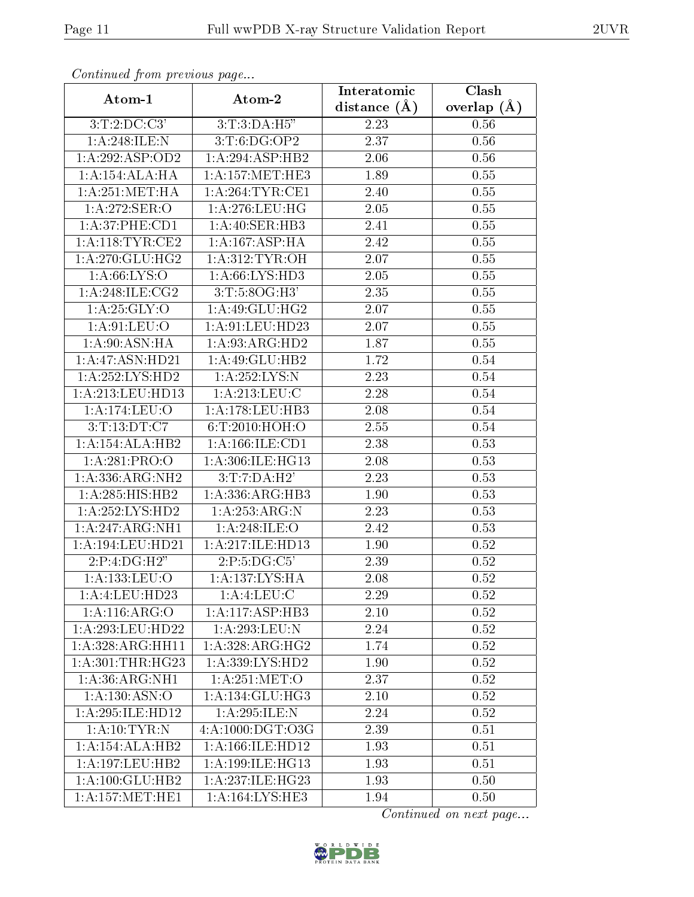*Continued from previous page...*

| Atom-1 | Atom-2 | Interatomic distance (Å) | Clash overlap (Å) |
|---|---|---|---|
| 3:T:2:DC:C3' | 3:T:3:DA:H5" | 2.23 | 0.56 |
| 1:A:248:ILE:N | 3:T:6:DG:OP2 | 2.37 | 0.56 |
| 1:A:292:ASP:OD2 | 1:A:294:ASP:HB2 | 2.06 | 0.56 |
| 1:A:154:ALA:HA | 1:A:157:MET:HE3 | 1.89 | 0.55 |
| 1:A:251:MET:HA | 1:A:264:TYR:CE1 | 2.40 | 0.55 |
| 1:A:272:SER:O | 1:A:276:LEU:HG | 2.05 | 0.55 |
| 1:A:37:PHE:CD1 | 1:A:40:SER:HB3 | 2.41 | 0.55 |
| 1:A:118:TYR:CE2 | 1:A:167:ASP:HA | 2.42 | 0.55 |
| 1:A:270:GLU:HG2 | 1:A:312:TYR:OH | 2.07 | 0.55 |
| 1:A:66:LYS:O | 1:A:66:LYS:HD3 | 2.05 | 0.55 |
| 1:A:248:ILE:CG2 | 3:T:5:8OG:H3' | 2.35 | 0.55 |
| 1:A:25:GLY:O | 1:A:49:GLU:HG2 | 2.07 | 0.55 |
| 1:A:91:LEU:O | 1:A:91:LEU:HD23 | 2.07 | 0.55 |
| 1:A:90:ASN:HA | 1:A:93:ARG:HD2 | 1.87 | 0.55 |
| 1:A:47:ASN:HD21 | 1:A:49:GLU:HB2 | 1.72 | 0.54 |
| 1:A:252:LYS:HD2 | 1:A:252:LYS:N | 2.23 | 0.54 |
| 1:A:213:LEU:HD13 | 1:A:213:LEU:C | 2.28 | 0.54 |
| 1:A:174:LEU:O | 1:A:178:LEU:HB3 | 2.08 | 0.54 |
| 3:T:13:DT:C7 | 6:T:2010:HOH:O | 2.55 | 0.54 |
| 1:A:154:ALA:HB2 | 1:A:166:ILE:CD1 | 2.38 | 0.53 |
| 1:A:281:PRO:O | 1:A:306:ILE:HG13 | 2.08 | 0.53 |
| 1:A:336:ARG:NH2 | 3:T:7:DA:H2' | 2.23 | 0.53 |
| 1:A:285:HIS:HB2 | 1:A:336:ARG:HB3 | 1.90 | 0.53 |
| 1:A:252:LYS:HD2 | 1:A:253:ARG:N | 2.23 | 0.53 |
| 1:A:247:ARG:NH1 | 1:A:248:ILE:O | 2.42 | 0.53 |
| 1:A:194:LEU:HD21 | 1:A:217:ILE:HD13 | 1.90 | 0.52 |
| 2:P:4:DG:H2" | 2:P:5:DG:C5' | 2.39 | 0.52 |
| 1:A:133:LEU:O | 1:A:137:LYS:HA | 2.08 | 0.52 |
| 1:A:4:LEU:HD23 | 1:A:4:LEU:C | 2.29 | 0.52 |
| 1:A:116:ARG:O | 1:A:117:ASP:HB3 | 2.10 | 0.52 |
| 1:A:293:LEU:HD22 | 1:A:293:LEU:N | 2.24 | 0.52 |
| 1:A:328:ARG:HH11 | 1:A:328:ARG:HG2 | 1.74 | 0.52 |
| 1:A:301:THR:HG23 | 1:A:339:LYS:HD2 | 1.90 | 0.52 |
| 1:A:36:ARG:NH1 | 1:A:251:MET:O | 2.37 | 0.52 |
| 1:A:130:ASN:O | 1:A:134:GLU:HG3 | 2.10 | 0.52 |
| 1:A:295:ILE:HD12 | 1:A:295:ILE:N | 2.24 | 0.52 |
| 1:A:10:TYR:N | 4:A:1000:DGT:O3G | 2.39 | 0.51 |
| 1:A:154:ALA:HB2 | 1:A:166:ILE:HD12 | 1.93 | 0.51 |
| 1:A:197:LEU:HB2 | 1:A:199:ILE:HG13 | 1.93 | 0.51 |
| 1:A:100:GLU:HB2 | 1:A:237:ILE:HG23 | 1.93 | 0.50 |
| 1:A:157:MET:HE1 | 1:A:164:LYS:HE3 | 1.94 | 0.50 |

*Continued on next page...*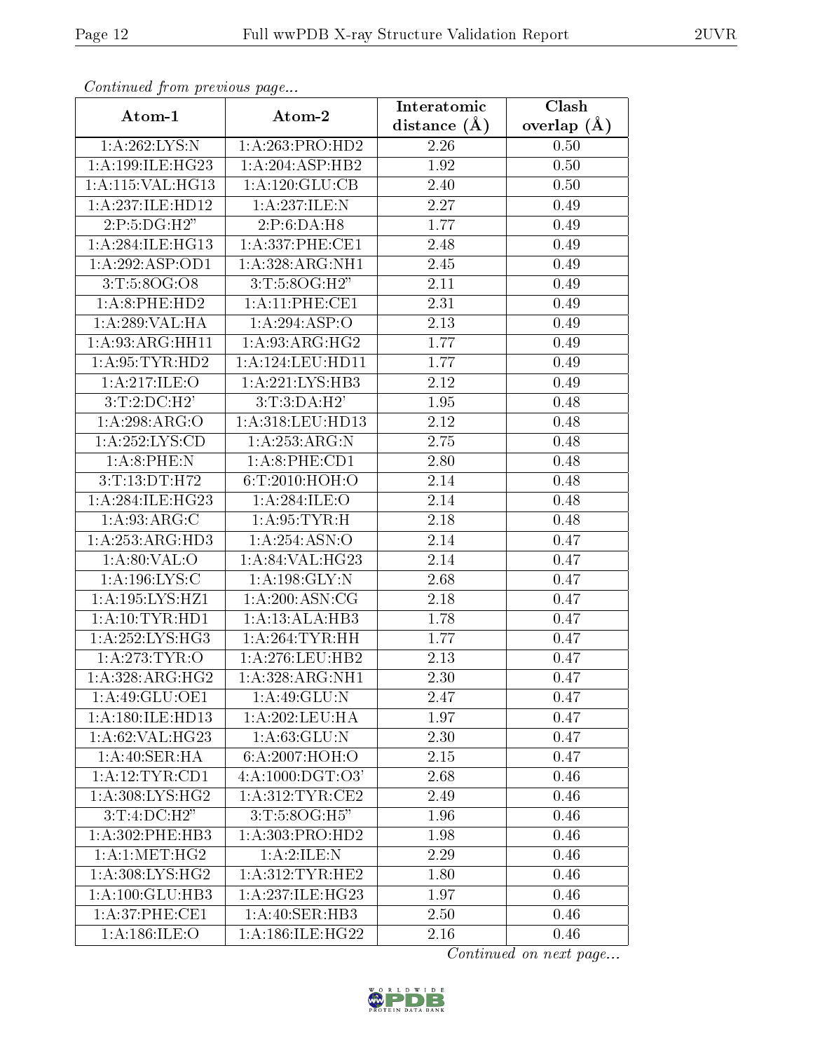*Continued from previous page...*

| Atom-1 | Atom-2 | Interatomic distance (Å) | Clash overlap (Å) |
| --- | --- | --- | --- |
| 1:A:262:LYS:N | 1:A:263:PRO:HD2 | 2.26 | 0.50 |
| 1:A:199:ILE:HG23 | 1:A:204:ASP:HB2 | 1.92 | 0.50 |
| 1:A:115:VAL:HG13 | 1:A:120:GLU:CB | 2.40 | 0.50 |
| 1:A:237:ILE:HD12 | 1:A:237:ILE:N | 2.27 | 0.49 |
| 2:P:5:DG:H2" | 2:P:6:DA:H8 | 1.77 | 0.49 |
| 1:A:284:ILE:HG13 | 1:A:337:PHE:CE1 | 2.48 | 0.49 |
| 1:A:292:ASP:OD1 | 1:A:328:ARG:NH1 | 2.45 | 0.49 |
| 3:T:5:8OG:O8 | 3:T:5:8OG:H2" | 2.11 | 0.49 |
| 1:A:8:PHE:HD2 | 1:A:11:PHE:CE1 | 2.31 | 0.49 |
| 1:A:289:VAL:HA | 1:A:294:ASP:O | 2.13 | 0.49 |
| 1:A:93:ARG:HH11 | 1:A:93:ARG:HG2 | 1.77 | 0.49 |
| 1:A:95:TYR:HD2 | 1:A:124:LEU:HD11 | 1.77 | 0.49 |
| 1:A:217:ILE:O | 1:A:221:LYS:HB3 | 2.12 | 0.49 |
| 3:T:2:DC:H2' | 3:T:3:DA:H2' | 1.95 | 0.48 |
| 1:A:298:ARG:O | 1:A:318:LEU:HD13 | 2.12 | 0.48 |
| 1:A:252:LYS:CD | 1:A:253:ARG:N | 2.75 | 0.48 |
| 1:A:8:PHE:N | 1:A:8:PHE:CD1 | 2.80 | 0.48 |
| 3:T:13:DT:H72 | 6:T:2010:HOH:O | 2.14 | 0.48 |
| 1:A:284:ILE:HG23 | 1:A:284:ILE:O | 2.14 | 0.48 |
| 1:A:93:ARG:C | 1:A:95:TYR:H | 2.18 | 0.48 |
| 1:A:253:ARG:HD3 | 1:A:254:ASN:O | 2.14 | 0.47 |
| 1:A:80:VAL:O | 1:A:84:VAL:HG23 | 2.14 | 0.47 |
| 1:A:196:LYS:C | 1:A:198:GLY:N | 2.68 | 0.47 |
| 1:A:195:LYS:HZ1 | 1:A:200:ASN:CG | 2.18 | 0.47 |
| 1:A:10:TYR:HD1 | 1:A:13:ALA:HB3 | 1.78 | 0.47 |
| 1:A:252:LYS:HG3 | 1:A:264:TYR:HH | 1.77 | 0.47 |
| 1:A:273:TYR:O | 1:A:276:LEU:HB2 | 2.13 | 0.47 |
| 1:A:328:ARG:HG2 | 1:A:328:ARG:NH1 | 2.30 | 0.47 |
| 1:A:49:GLU:OE1 | 1:A:49:GLU:N | 2.47 | 0.47 |
| 1:A:180:ILE:HD13 | 1:A:202:LEU:HA | 1.97 | 0.47 |
| 1:A:62:VAL:HG23 | 1:A:63:GLU:N | 2.30 | 0.47 |
| 1:A:40:SER:HA | 6:A:2007:HOH:O | 2.15 | 0.47 |
| 1:A:12:TYR:CD1 | 4:A:1000:DGT:O3' | 2.68 | 0.46 |
| 1:A:308:LYS:HG2 | 1:A:312:TYR:CE2 | 2.49 | 0.46 |
| 3:T:4:DC:H2" | 3:T:5:8OG:H5" | 1.96 | 0.46 |
| 1:A:302:PHE:HB3 | 1:A:303:PRO:HD2 | 1.98 | 0.46 |
| 1:A:1:MET:HG2 | 1:A:2:ILE:N | 2.29 | 0.46 |
| 1:A:308:LYS:HG2 | 1:A:312:TYR:HE2 | 1.80 | 0.46 |
| 1:A:100:GLU:HB3 | 1:A:237:ILE:HG23 | 1.97 | 0.46 |
| 1:A:37:PHE:CE1 | 1:A:40:SER:HB3 | 2.50 | 0.46 |
| 1:A:186:ILE:O | 1:A:186:ILE:HG22 | 2.16 | 0.46 |

*Continued on next page...*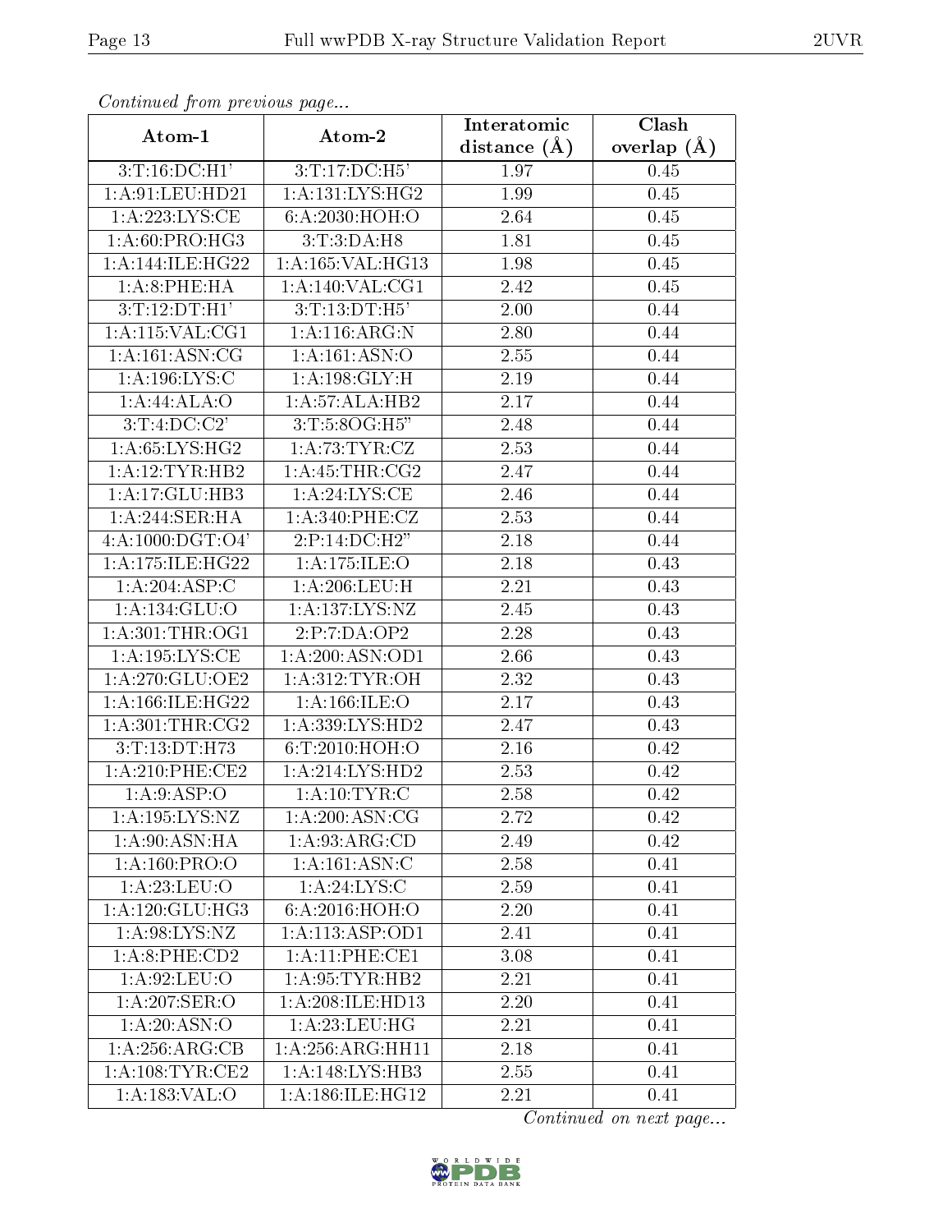*Continued from previous page...*

| Atom-1 | Atom-2 | Interatomic distance (Å) | Clash overlap (Å) |
|---|---|---|---|
| 3:T:16:DC:H1' | 3:T:17:DC:H5' | 1.97 | 0.45 |
| 1:A:91:LEU:HD21 | 1:A:131:LYS:HG2 | 1.99 | 0.45 |
| 1:A:223:LYS:CE | 6:A:2030:HOH:O | 2.64 | 0.45 |
| 1:A:60:PRO:HG3 | 3:T:3:DA:H8 | 1.81 | 0.45 |
| 1:A:144:ILE:HG22 | 1:A:165:VAL:HG13 | 1.98 | 0.45 |
| 1:A:8:PHE:HA | 1:A:140:VAL:CG1 | 2.42 | 0.45 |
| 3:T:12:DT:H1' | 3:T:13:DT:H5' | 2.00 | 0.44 |
| 1:A:115:VAL:CG1 | 1:A:116:ARG:N | 2.80 | 0.44 |
| 1:A:161:ASN:CG | 1:A:161:ASN:O | 2.55 | 0.44 |
| 1:A:196:LYS:C | 1:A:198:GLY:H | 2.19 | 0.44 |
| 1:A:44:ALA:O | 1:A:57:ALA:HB2 | 2.17 | 0.44 |
| 3:T:4:DC:C2' | 3:T:5:8OG:H5" | 2.48 | 0.44 |
| 1:A:65:LYS:HG2 | 1:A:73:TYR:CZ | 2.53 | 0.44 |
| 1:A:12:TYR:HB2 | 1:A:45:THR:CG2 | 2.47 | 0.44 |
| 1:A:17:GLU:HB3 | 1:A:24:LYS:CE | 2.46 | 0.44 |
| 1:A:244:SER:HA | 1:A:340:PHE:CZ | 2.53 | 0.44 |
| 4:A:1000:DGT:O4' | 2:P:14:DC:H2" | 2.18 | 0.44 |
| 1:A:175:ILE:HG22 | 1:A:175:ILE:O | 2.18 | 0.43 |
| 1:A:204:ASP:C | 1:A:206:LEU:H | 2.21 | 0.43 |
| 1:A:134:GLU:O | 1:A:137:LYS:NZ | 2.45 | 0.43 |
| 1:A:301:THR:OG1 | 2:P:7:DA:OP2 | 2.28 | 0.43 |
| 1:A:195:LYS:CE | 1:A:200:ASN:OD1 | 2.66 | 0.43 |
| 1:A:270:GLU:OE2 | 1:A:312:TYR:OH | 2.32 | 0.43 |
| 1:A:166:ILE:HG22 | 1:A:166:ILE:O | 2.17 | 0.43 |
| 1:A:301:THR:CG2 | 1:A:339:LYS:HD2 | 2.47 | 0.43 |
| 3:T:13:DT:H73 | 6:T:2010:HOH:O | 2.16 | 0.42 |
| 1:A:210:PHE:CE2 | 1:A:214:LYS:HD2 | 2.53 | 0.42 |
| 1:A:9:ASP:O | 1:A:10:TYR:C | 2.58 | 0.42 |
| 1:A:195:LYS:NZ | 1:A:200:ASN:CG | 2.72 | 0.42 |
| 1:A:90:ASN:HA | 1:A:93:ARG:CD | 2.49 | 0.42 |
| 1:A:160:PRO:O | 1:A:161:ASN:C | 2.58 | 0.41 |
| 1:A:23:LEU:O | 1:A:24:LYS:C | 2.59 | 0.41 |
| 1:A:120:GLU:HG3 | 6:A:2016:HOH:O | 2.20 | 0.41 |
| 1:A:98:LYS:NZ | 1:A:113:ASP:OD1 | 2.41 | 0.41 |
| 1:A:8:PHE:CD2 | 1:A:11:PHE:CE1 | 3.08 | 0.41 |
| 1:A:92:LEU:O | 1:A:95:TYR:HB2 | 2.21 | 0.41 |
| 1:A:207:SER:O | 1:A:208:ILE:HD13 | 2.20 | 0.41 |
| 1:A:20:ASN:O | 1:A:23:LEU:HG | 2.21 | 0.41 |
| 1:A:256:ARG:CB | 1:A:256:ARG:HH11 | 2.18 | 0.41 |
| 1:A:108:TYR:CE2 | 1:A:148:LYS:HB3 | 2.55 | 0.41 |
| 1:A:183:VAL:O | 1:A:186:ILE:HG12 | 2.21 | 0.41 |

*Continued on next page...*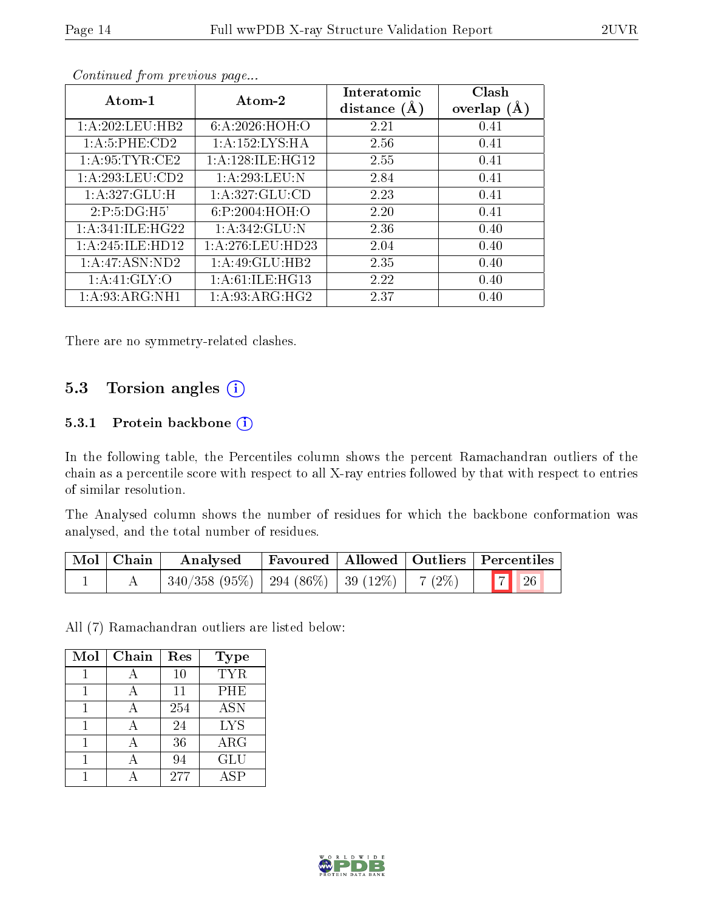*Continued from previous page...*

| Atom-1 | Atom-2 | Interatomic distance (Å) | Clash overlap (Å) |
|---|---|---|---|
| 1:A:202:LEU:HB2 | 6:A:2026:HOH:O | 2.21 | 0.41 |
| 1:A:5:PHE:CD2 | 1:A:152:LYS:HA | 2.56 | 0.41 |
| 1:A:95:TYR:CE2 | 1:A:128:ILE:HG12 | 2.55 | 0.41 |
| 1:A:293:LEU:CD2 | 1:A:293:LEU:N | 2.84 | 0.41 |
| 1:A:327:GLU:H | 1:A:327:GLU:CD | 2.23 | 0.41 |
| 2:P:5:DG:H5' | 6:P:2004:HOH:O | 2.20 | 0.41 |
| 1:A:341:ILE:HG22 | 1:A:342:GLU:N | 2.36 | 0.40 |
| 1:A:245:ILE:HD12 | 1:A:276:LEU:HD23 | 2.04 | 0.40 |
| 1:A:47:ASN:ND2 | 1:A:49:GLU:HB2 | 2.35 | 0.40 |
| 1:A:41:GLY:O | 1:A:61:ILE:HG13 | 2.22 | 0.40 |
| 1:A:93:ARG:NH1 | 1:A:93:ARG:HG2 | 2.37 | 0.40 |

There are no symmetry-related clashes.

## 5.3 Torsion angles (i)

### 5.3.1 Protein backbone (i)

In the following table, the Percentiles column shows the percent Ramachandran outliers of the chain as a percentile score with respect to all X-ray entries followed by that with respect to entries of similar resolution.

The Analysed column shows the number of residues for which the backbone conformation was analysed, and the total number of residues.

| Mol | Chain | Analysed | Favoured | Allowed | Outliers | Percentiles | |
|---|---|---|---|---|---|---|---|
| 1 | A | 340/358 (95%) | 294 (86%) | 39 (12%) | 7 (2%) | 7 | 26 |

All (7) Ramachandran outliers are listed below:

| Mol | Chain | Res | Type |
|---|---|---|---|
| 1 | A | 10 | TYR |
| 1 | A | 11 | PHE |
| 1 | A | 254 | ASN |
| 1 | A | 24 | LYS |
| 1 | A | 36 | ARG |
| 1 | A | 94 | GLU |
| 1 | A | 277 | ASP |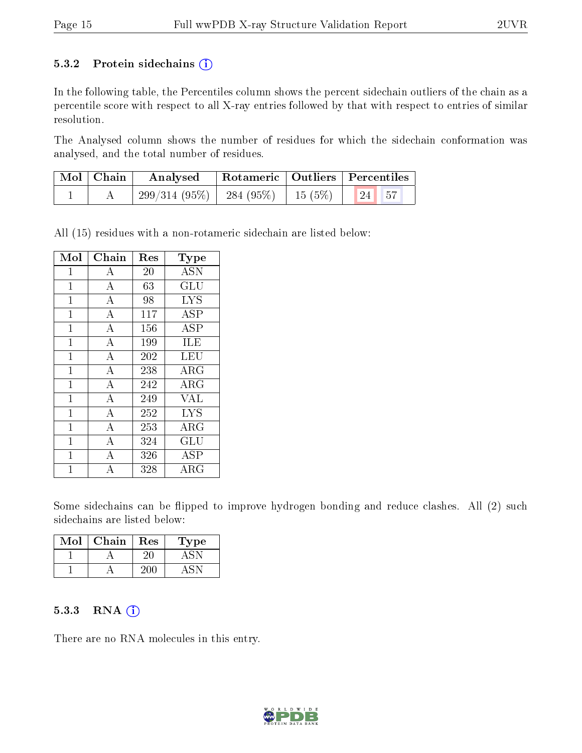### 5.3.2 Protein sidechains (i)

In the following table, the Percentiles column shows the percent sidechain outliers of the chain as a percentile score with respect to all X-ray entries followed by that with respect to entries of similar resolution.

The Analysed column shows the number of residues for which the sidechain conformation was analysed, and the total number of residues.

| Mol | Chain | Analysed | Rotameric | Outliers | Percentiles | |
|---|---|---|---|---|---|---|
| 1 | A | 299/314 (95%) | 284 (95%) | 15 (5%) | 24 | 57 |

All (15) residues with a non-rotameric sidechain are listed below:

| Mol | Chain | Res | Type |
|---|---|---|---|
| 1 | A | 20 | ASN |
| 1 | A | 63 | GLU |
| 1 | A | 98 | LYS |
| 1 | A | 117 | ASP |
| 1 | A | 156 | ASP |
| 1 | A | 199 | ILE |
| 1 | A | 202 | LEU |
| 1 | A | 238 | ARG |
| 1 | A | 242 | ARG |
| 1 | A | 249 | VAL |
| 1 | A | 252 | LYS |
| 1 | A | 253 | ARG |
| 1 | A | 324 | GLU |
| 1 | A | 326 | ASP |
| 1 | A | 328 | ARG |

Some sidechains can be flipped to improve hydrogen bonding and reduce clashes. All (2) such sidechains are listed below:

| Mol | Chain | Res | Type |
|---|---|---|---|
| 1 | A | 20 | ASN |
| 1 | A | 200 | ASN |

### 5.3.3 RNA (i)

There are no RNA molecules in this entry.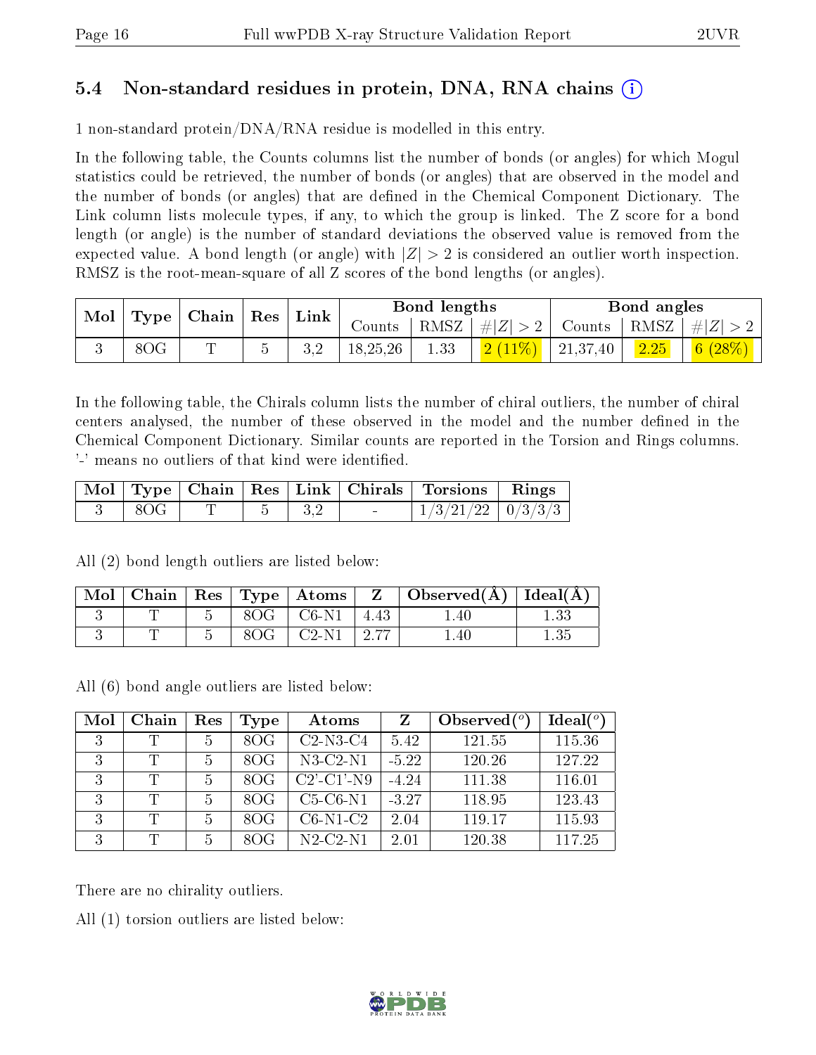## 5.4 Non-standard residues in protein, DNA, RNA chains (i)

1 non-standard protein/DNA/RNA residue is modelled in this entry.

In the following table, the Counts columns list the number of bonds (or angles) for which Mogul statistics could be retrieved, the number of bonds (or angles) that are observed in the model and the number of bonds (or angles) that are defined in the Chemical Component Dictionary. The Link column lists molecule types, if any, to which the group is linked. The Z score for a bond length (or angle) is the number of standard deviations the observed value is removed from the expected value. A bond length (or angle) with $|Z| > 2$ is considered an outlier worth inspection. RMSZ is the root-mean-square of all Z scores of the bond lengths (or angles).

| Mol | Type | Chain | Res | Link | Bond lengths | | | Bond angles | | |
|---|---|---|---|---|---|---|---|---|---|---|
| | | | | | Counts | RMSZ | $\#\|Z\| > 2$ | Counts | RMSZ | $\#\|Z\| > 2$ |
| 3 | 8OG | T | 5 | 3,2 | 18,25,26 | 1.33 | 2 (11%) | 21,37,40 | 2.25 | 6 (28%) |

In the following table, the Chirals column lists the number of chiral outliers, the number of chiral centers analysed, the number of these observed in the model and the number defined in the Chemical Component Dictionary. Similar counts are reported in the Torsion and Rings columns. '-' means no outliers of that kind were identified.

| Mol | Type | Chain | Res | Link | Chirals | Torsions | Rings |
|---|---|---|---|---|---|---|---|
| 3 | 8OG | T | 5 | 3,2 | - | 1/3/21/22 | 0/3/3/3 |

All (2) bond length outliers are listed below:

| Mol | Chain | Res | Type | Atoms | Z | Observed(Å) | Ideal(Å) |
|---|---|---|---|---|---|---|---|
| 3 | T | 5 | 8OG | C6-N1 | 4.43 | 1.40 | 1.33 |
| 3 | T | 5 | 8OG | C2-N1 | 2.77 | 1.40 | 1.35 |

All (6) bond angle outliers are listed below:

| Mol | Chain | Res | Type | Atoms | Z | Observed(°) | Ideal(°) |
|---|---|---|---|---|---|---|---|
| 3 | T | 5 | 8OG | C2-N3-C4 | 5.42 | 121.55 | 115.36 |
| 3 | T | 5 | 8OG | N3-C2-N1 | -5.22 | 120.26 | 127.22 |
| 3 | T | 5 | 8OG | C2'-C1'-N9 | -4.24 | 111.38 | 116.01 |
| 3 | T | 5 | 8OG | C5-C6-N1 | -3.27 | 118.95 | 123.43 |
| 3 | T | 5 | 8OG | C6-N1-C2 | 2.04 | 119.17 | 115.93 |
| 3 | T | 5 | 8OG | N2-C2-N1 | 2.01 | 120.38 | 117.25 |

There are no chirality outliers.

All (1) torsion outliers are listed below: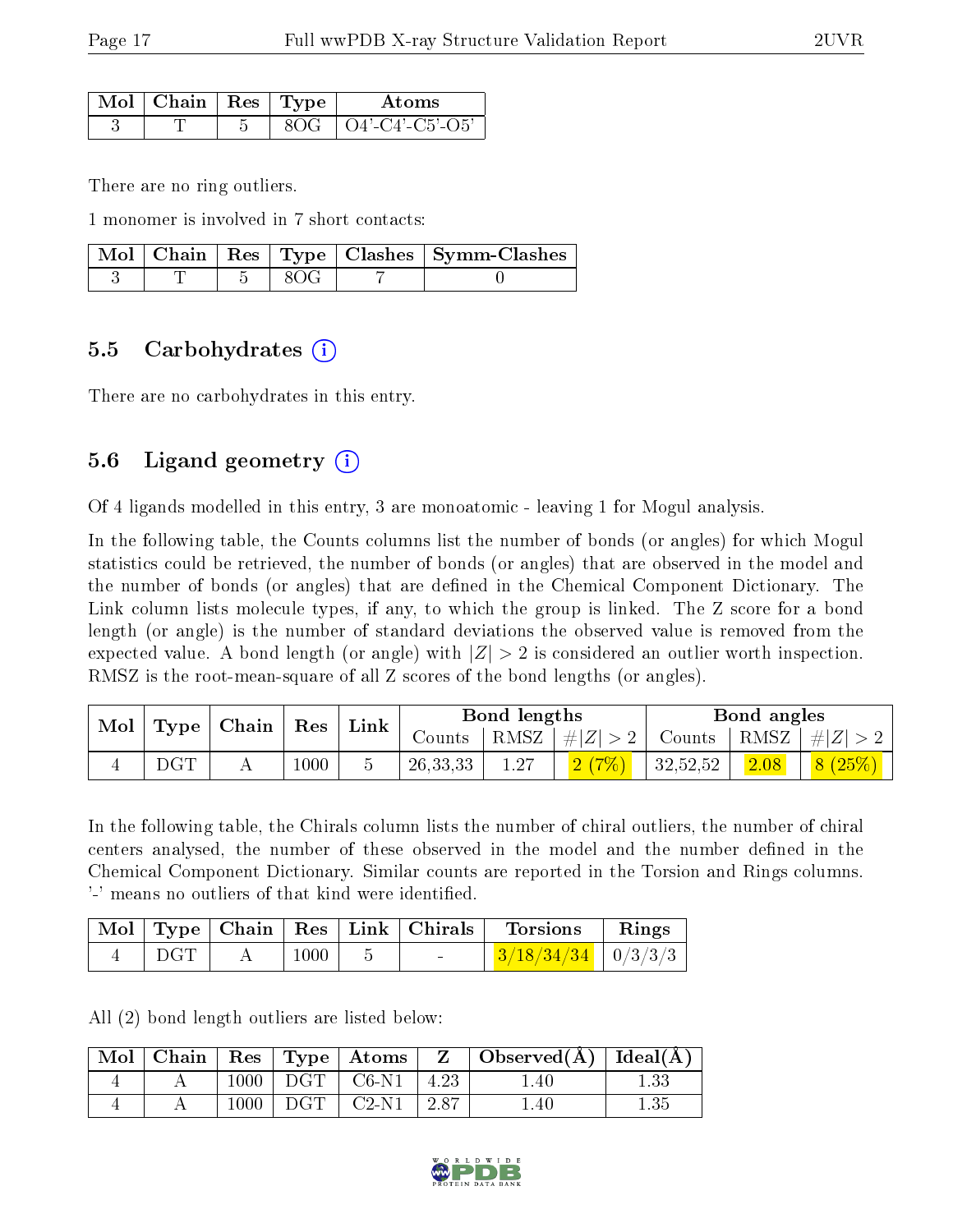| Mol | Chain | Res | Type | Atoms |
|---|---|---|---|---|
| 3 | T | 5 | 8OG | O4'-C4'-C5'-O5' |

There are no ring outliers.

1 monomer is involved in 7 short contacts:

| Mol | Chain | Res | Type | Clashes | Symm-Clashes |
|---|---|---|---|---|---|
| 3 | T | 5 | 8OG | 7 | 0 |

## 5.5 Carbohydrates

There are no carbohydrates in this entry.

## 5.6 Ligand geometry

Of 4 ligands modelled in this entry, 3 are monoatomic - leaving 1 for Mogul analysis.

In the following table, the Counts columns list the number of bonds (or angles) for which Mogul statistics could be retrieved, the number of bonds (or angles) that are observed in the model and the number of bonds (or angles) that are defined in the Chemical Component Dictionary. The Link column lists molecule types, if any, to which the group is linked. The Z score for a bond length (or angle) is the number of standard deviations the observed value is removed from the expected value. A bond length (or angle) with $|Z| > 2$ is considered an outlier worth inspection. RMSZ is the root-mean-square of all Z scores of the bond lengths (or angles).

| Mol | Type | Chain | Res | Link | Bond lengths | | | Bond angles | | |
|---|---|---|---|---|---|---|---|---|---|---|
| | | | | | Counts | RMSZ | $\#\|Z\| > 2$ | Counts | RMSZ | $\#\|Z\| > 2$ |
| 4 | DGT | A | 1000 | 5 | 26,33,33 | 1.27 | 2 (7%) | 32,52,52 | 2.08 | 8 (25%) |

In the following table, the Chirals column lists the number of chiral outliers, the number of chiral centers analysed, the number of these observed in the model and the number defined in the Chemical Component Dictionary. Similar counts are reported in the Torsion and Rings columns. '-' means no outliers of that kind were identified.

| Mol | Type | Chain | Res | Link | Chirals | Torsions | Rings |
|---|---|---|---|---|---|---|---|
| 4 | DGT | A | 1000 | 5 | - | 3/18/34/34 | 0/3/3/3 |

All (2) bond length outliers are listed below:

| Mol | Chain | Res | Type | Atoms | Z | Observed(Å) | Ideal(Å) |
|---|---|---|---|---|---|---|---|
| 4 | A | 1000 | DGT | C6-N1 | 4.23 | 1.40 | 1.33 |
| 4 | A | 1000 | DGT | C2-N1 | 2.87 | 1.40 | 1.35 |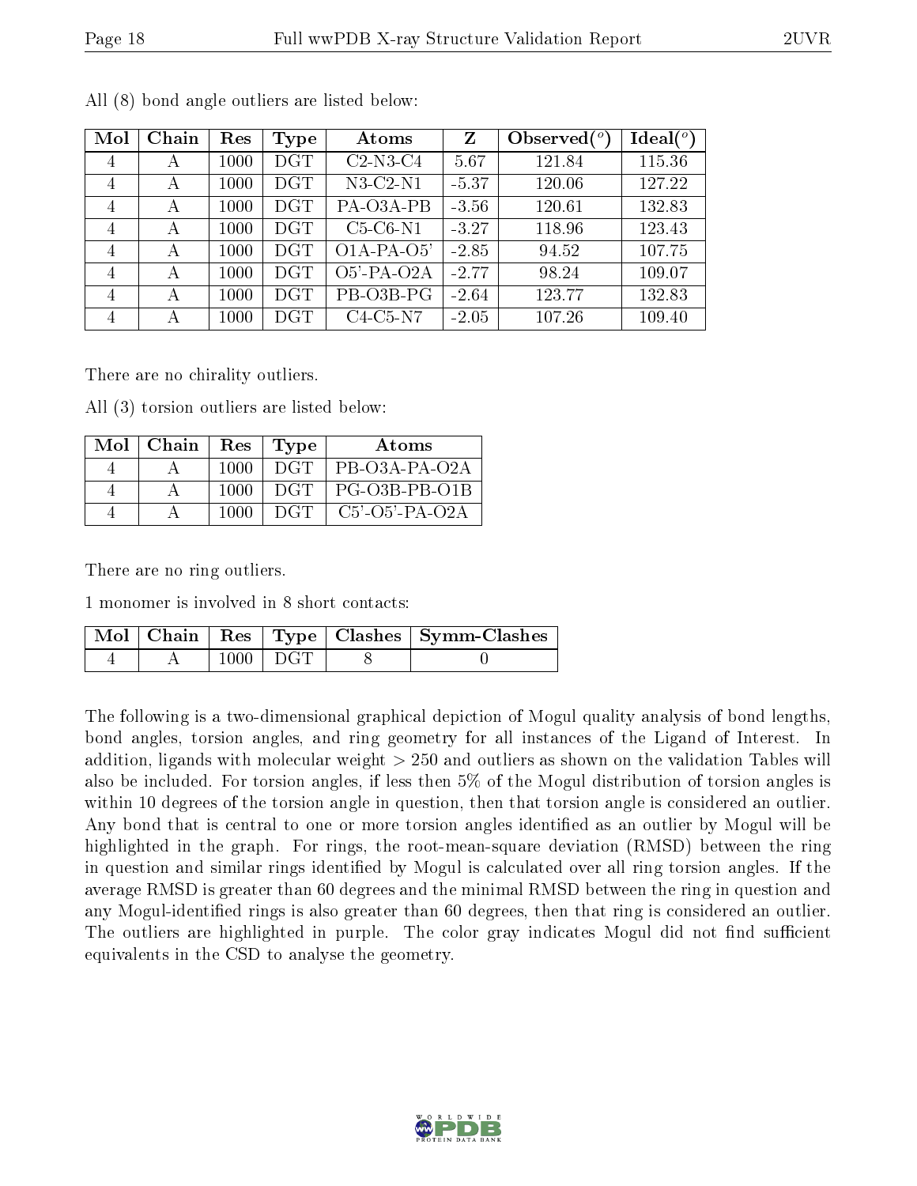All (8) bond angle outliers are listed below:

| Mol | Chain | Res | Type | Atoms | Z | Observed(°) | Ideal(°) |
|---|---|---|---|---|---|---|---|
| 4 | A | 1000 | DGT | C2-N3-C4 | 5.67 | 121.84 | 115.36 |
| 4 | A | 1000 | DGT | N3-C2-N1 | -5.37 | 120.06 | 127.22 |
| 4 | A | 1000 | DGT | PA-O3A-PB | -3.56 | 120.61 | 132.83 |
| 4 | A | 1000 | DGT | C5-C6-N1 | -3.27 | 118.96 | 123.43 |
| 4 | A | 1000 | DGT | O1A-PA-O5' | -2.85 | 94.52 | 107.75 |
| 4 | A | 1000 | DGT | O5'-PA-O2A | -2.77 | 98.24 | 109.07 |
| 4 | A | 1000 | DGT | PB-O3B-PG | -2.64 | 123.77 | 132.83 |
| 4 | A | 1000 | DGT | C4-C5-N7 | -2.05 | 107.26 | 109.40 |

There are no chirality outliers.

All (3) torsion outliers are listed below:

| Mol | Chain | Res | Type | Atoms |
|---|---|---|---|---|
| 4 | A | 1000 | DGT | PB-O3A-PA-O2A |
| 4 | A | 1000 | DGT | PG-O3B-PB-O1B |
| 4 | A | 1000 | DGT | C5'-O5'-PA-O2A |

There are no ring outliers.

1 monomer is involved in 8 short contacts:

| Mol | Chain | Res | Type | Clashes | Symm-Clashes |
|---|---|---|---|---|---|
| 4 | A | 1000 | DGT | 8 | 0 |

The following is a two-dimensional graphical depiction of Mogul quality analysis of bond lengths, bond angles, torsion angles, and ring geometry for all instances of the Ligand of Interest. In addition, ligands with molecular weight > 250 and outliers as shown on the validation Tables will also be included. For torsion angles, if less then 5% of the Mogul distribution of torsion angles is within 10 degrees of the torsion angle in question, then that torsion angle is considered an outlier. Any bond that is central to one or more torsion angles identified as an outlier by Mogul will be highlighted in the graph. For rings, the root-mean-square deviation (RMSD) between the ring in question and similar rings identified by Mogul is calculated over all ring torsion angles. If the average RMSD is greater than 60 degrees and the minimal RMSD between the ring in question and any Mogul-identified rings is also greater than 60 degrees, then that ring is considered an outlier. The outliers are highlighted in purple. The color gray indicates Mogul did not find sufficient equivalents in the CSD to analyse the geometry.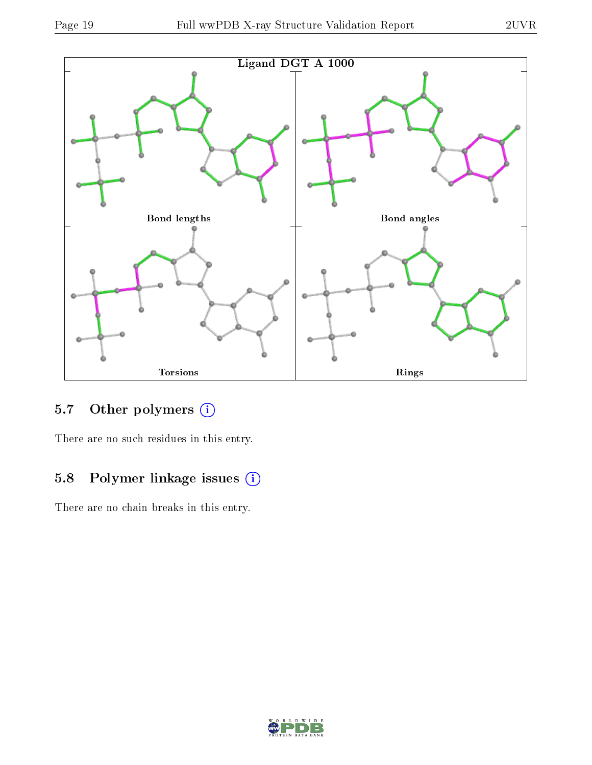Ligand DGT A 1000

Bond lengths

Bond angles

Torsions

Rings

### 5.7 Other polymers

There are no such residues in this entry.

### 5.8 Polymer linkage issues

There are no chain breaks in this entry.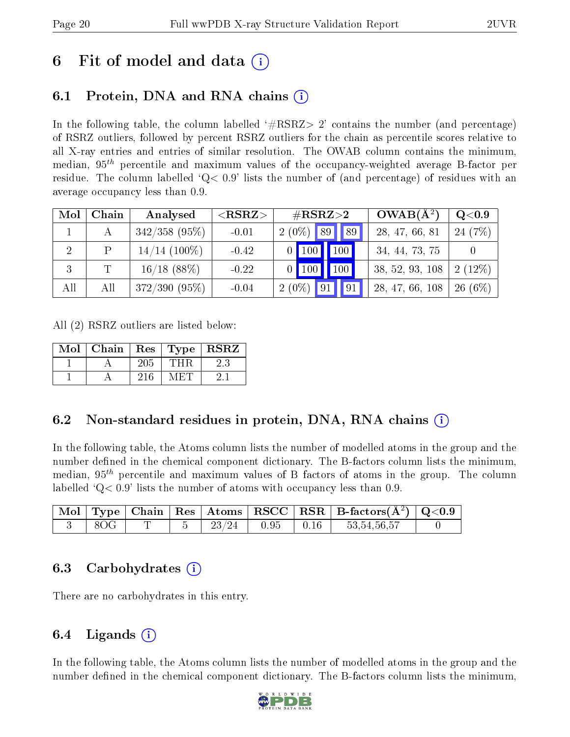# 6 Fit of model and data (i)

## 6.1 Protein, DNA and RNA chains (i)

In the following table, the column labelled '#RSRZ> 2' contains the number (and percentage) of RSRZ outliers, followed by percent RSRZ outliers for the chain as percentile scores relative to all X-ray entries and entries of similar resolution. The OWAB column contains the minimum, median, $95^{th}$ percentile and maximum values of the occupancy-weighted average B-factor per residue. The column labelled 'Q< 0.9' lists the number of (and percentage) of residues with an average occupancy less than 0.9.

| Mol | Chain | Analysed | <RSRZ> | #RSRZ>2 | | | OWAB(Å$^2$) | Q<0.9 |
|---|---|---|---|---|---|---|---|---|
| 1 | A | 342/358 (95%) | -0.01 | 2 (0%) | 89 | 89 | 28, 47, 66, 81 | 24 (7%) |
| 2 | P | 14/14 (100%) | -0.42 | 0 | 100 | 100 | 34, 44, 73, 75 | 0 |
| 3 | T | 16/18 (88%) | -0.22 | 0 | 100 | 100 | 38, 52, 93, 108 | 2 (12%) |
| All | All | 372/390 (95%) | -0.04 | 2 (0%) | 91 | 91 | 28, 47, 66, 108 | 26 (6%) |

All (2) RSRZ outliers are listed below:

| Mol | Chain | Res | Type | RSRZ |
|---|---|---|---|---|
| 1 | A | 205 | THR | 2.3 |
| 1 | A | 216 | MET | 2.1 |

## 6.2 Non-standard residues in protein, DNA, RNA chains (i)

In the following table, the Atoms column lists the number of modelled atoms in the group and the number defined in the chemical component dictionary. The B-factors column lists the minimum, median, $95^{th}$ percentile and maximum values of B factors of atoms in the group. The column labelled 'Q< 0.9' lists the number of atoms with occupancy less than 0.9.

| Mol | Type | Chain | Res | Atoms | RSCC | RSR | B-factors(Å$^2$) | Q<0.9 |
|---|---|---|---|---|---|---|---|---|
| 3 | 8OG | T | 5 | 23/24 | 0.95 | 0.16 | 53,54,56,57 | 0 |

## 6.3 Carbohydrates (i)

There are no carbohydrates in this entry.

## 6.4 Ligands (i)

In the following table, the Atoms column lists the number of modelled atoms in the group and the number defined in the chemical component dictionary. The B-factors column lists the minimum,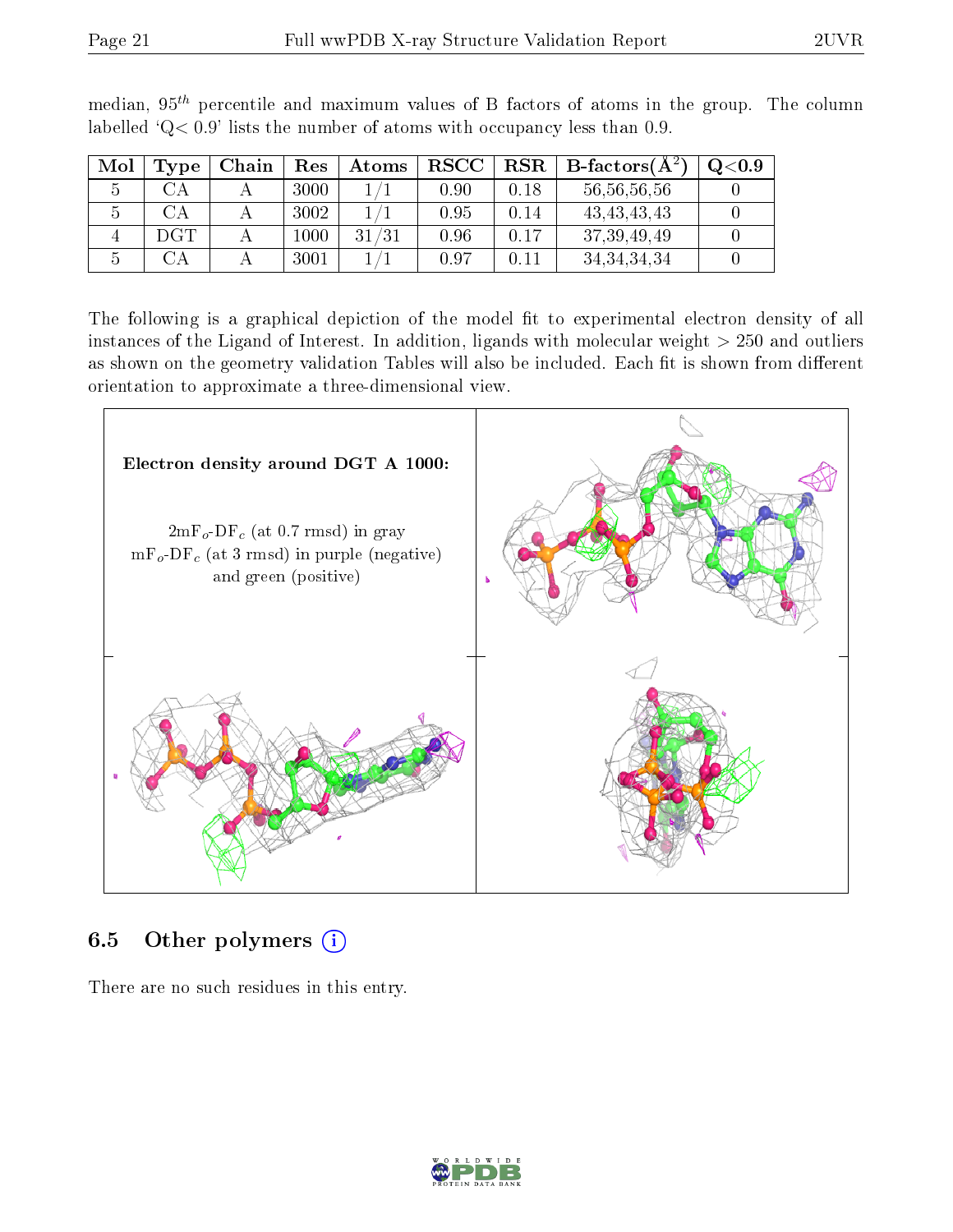median, $95^{th}$ percentile and maximum values of B factors of atoms in the group. The column labelled 'Q< 0.9' lists the number of atoms with occupancy less than 0.9.

| Mol | Type | Chain | Res | Atoms | RSCC | RSR | B-factors($Å^2$) | Q<0.9 |
|---|---|---|---|---|---|---|---|---|
| 5 | CA | A | 3000 | 1/1 | 0.90 | 0.18 | 56,56,56,56 | 0 |
| 5 | CA | A | 3002 | 1/1 | 0.95 | 0.14 | 43,43,43,43 | 0 |
| 4 | DGT | A | 1000 | 31/31 | 0.96 | 0.17 | 37,39,49,49 | 0 |
| 5 | CA | A | 3001 | 1/1 | 0.97 | 0.11 | 34,34,34,34 | 0 |

The following is a graphical depiction of the model fit to experimental electron density of all instances of the Ligand of Interest. In addition, ligands with molecular weight > 250 and outliers as shown on the geometry validation Tables will also be included. Each fit is shown from different orientation to approximate a three-dimensional view.

**Electron density around DGT A 1000:**

$2mF_o$-$DF_c$ (at 0.7 rmsd) in gray
$mF_o$-$DF_c$ (at 3 rmsd) in purple (negative) and green (positive)

## 6.5 Other polymers

There are no such residues in this entry.